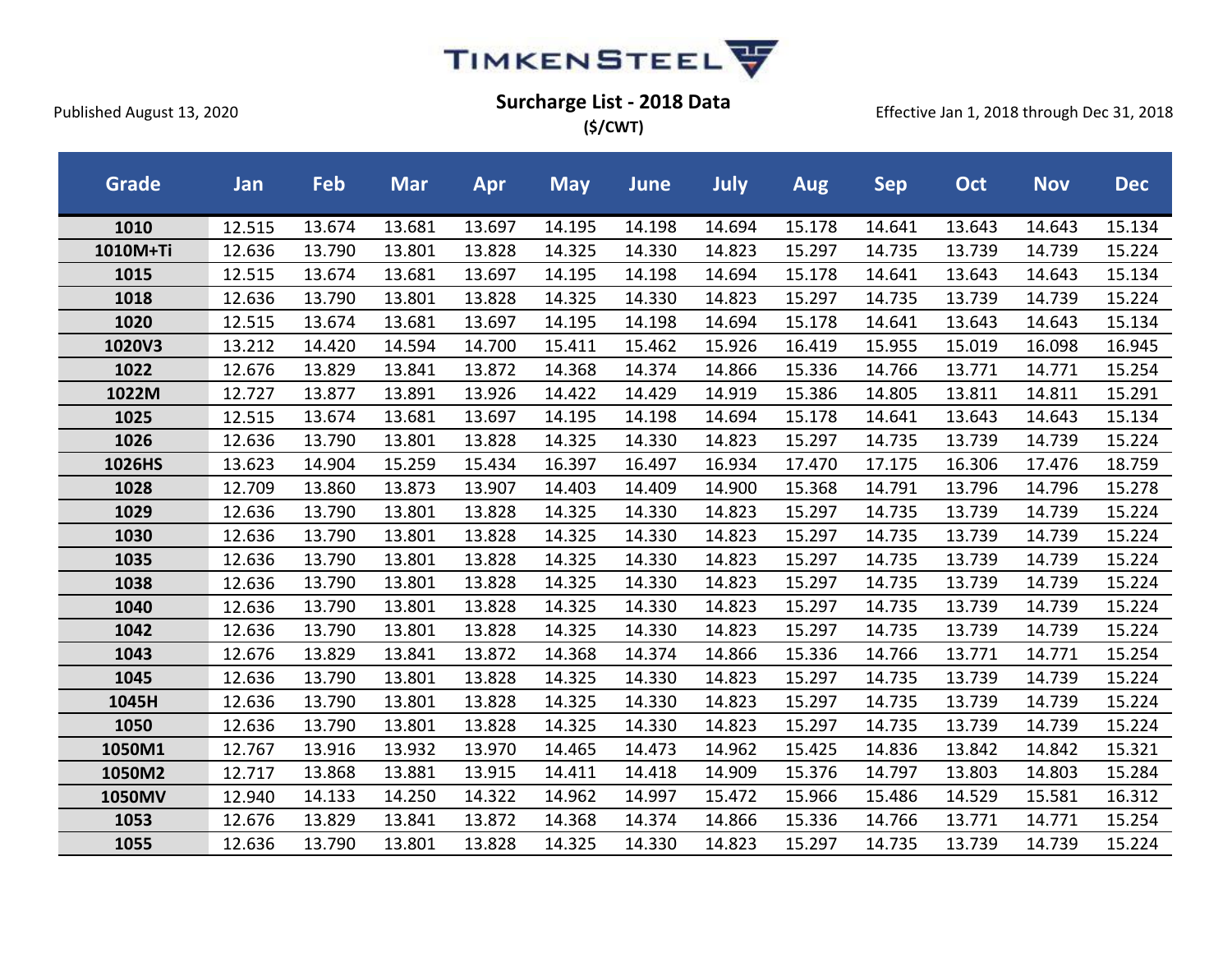TIMKENSTEEL

Published August 13, 2020

## Surcharge List - 2018 Data

**($/CWT)**

Effective Jan 1, 2018 through Dec 31, 2018

| Grade | Jan | Feb | Mar | Apr | May | June | July | Aug | Sep | Oct | Nov | Dec |
|---|---|---|---|---|---|---|---|---|---|---|---|---|
| **1010** | 12.515 | 13.674 | 13.681 | 13.697 | 14.195 | 14.198 | 14.694 | 15.178 | 14.641 | 13.643 | 14.643 | 15.134 |
| **1010M+Ti** | 12.636 | 13.790 | 13.801 | 13.828 | 14.325 | 14.330 | 14.823 | 15.297 | 14.735 | 13.739 | 14.739 | 15.224 |
| **1015** | 12.515 | 13.674 | 13.681 | 13.697 | 14.195 | 14.198 | 14.694 | 15.178 | 14.641 | 13.643 | 14.643 | 15.134 |
| **1018** | 12.636 | 13.790 | 13.801 | 13.828 | 14.325 | 14.330 | 14.823 | 15.297 | 14.735 | 13.739 | 14.739 | 15.224 |
| **1020** | 12.515 | 13.674 | 13.681 | 13.697 | 14.195 | 14.198 | 14.694 | 15.178 | 14.641 | 13.643 | 14.643 | 15.134 |
| **1020V3** | 13.212 | 14.420 | 14.594 | 14.700 | 15.411 | 15.462 | 15.926 | 16.419 | 15.955 | 15.019 | 16.098 | 16.945 |
| **1022** | 12.676 | 13.829 | 13.841 | 13.872 | 14.368 | 14.374 | 14.866 | 15.336 | 14.766 | 13.771 | 14.771 | 15.254 |
| **1022M** | 12.727 | 13.877 | 13.891 | 13.926 | 14.422 | 14.429 | 14.919 | 15.386 | 14.805 | 13.811 | 14.811 | 15.291 |
| **1025** | 12.515 | 13.674 | 13.681 | 13.697 | 14.195 | 14.198 | 14.694 | 15.178 | 14.641 | 13.643 | 14.643 | 15.134 |
| **1026** | 12.636 | 13.790 | 13.801 | 13.828 | 14.325 | 14.330 | 14.823 | 15.297 | 14.735 | 13.739 | 14.739 | 15.224 |
| **1026HS** | 13.623 | 14.904 | 15.259 | 15.434 | 16.397 | 16.497 | 16.934 | 17.470 | 17.175 | 16.306 | 17.476 | 18.759 |
| **1028** | 12.709 | 13.860 | 13.873 | 13.907 | 14.403 | 14.409 | 14.900 | 15.368 | 14.791 | 13.796 | 14.796 | 15.278 |
| **1029** | 12.636 | 13.790 | 13.801 | 13.828 | 14.325 | 14.330 | 14.823 | 15.297 | 14.735 | 13.739 | 14.739 | 15.224 |
| **1030** | 12.636 | 13.790 | 13.801 | 13.828 | 14.325 | 14.330 | 14.823 | 15.297 | 14.735 | 13.739 | 14.739 | 15.224 |
| **1035** | 12.636 | 13.790 | 13.801 | 13.828 | 14.325 | 14.330 | 14.823 | 15.297 | 14.735 | 13.739 | 14.739 | 15.224 |
| **1038** | 12.636 | 13.790 | 13.801 | 13.828 | 14.325 | 14.330 | 14.823 | 15.297 | 14.735 | 13.739 | 14.739 | 15.224 |
| **1040** | 12.636 | 13.790 | 13.801 | 13.828 | 14.325 | 14.330 | 14.823 | 15.297 | 14.735 | 13.739 | 14.739 | 15.224 |
| **1042** | 12.636 | 13.790 | 13.801 | 13.828 | 14.325 | 14.330 | 14.823 | 15.297 | 14.735 | 13.739 | 14.739 | 15.224 |
| **1043** | 12.676 | 13.829 | 13.841 | 13.872 | 14.368 | 14.374 | 14.866 | 15.336 | 14.766 | 13.771 | 14.771 | 15.254 |
| **1045** | 12.636 | 13.790 | 13.801 | 13.828 | 14.325 | 14.330 | 14.823 | 15.297 | 14.735 | 13.739 | 14.739 | 15.224 |
| **1045H** | 12.636 | 13.790 | 13.801 | 13.828 | 14.325 | 14.330 | 14.823 | 15.297 | 14.735 | 13.739 | 14.739 | 15.224 |
| **1050** | 12.636 | 13.790 | 13.801 | 13.828 | 14.325 | 14.330 | 14.823 | 15.297 | 14.735 | 13.739 | 14.739 | 15.224 |
| **1050M1** | 12.767 | 13.916 | 13.932 | 13.970 | 14.465 | 14.473 | 14.962 | 15.425 | 14.836 | 13.842 | 14.842 | 15.321 |
| **1050M2** | 12.717 | 13.868 | 13.881 | 13.915 | 14.411 | 14.418 | 14.909 | 15.376 | 14.797 | 13.803 | 14.803 | 15.284 |
| **1050MV** | 12.940 | 14.133 | 14.250 | 14.322 | 14.962 | 14.997 | 15.472 | 15.966 | 15.486 | 14.529 | 15.581 | 16.312 |
| **1053** | 12.676 | 13.829 | 13.841 | 13.872 | 14.368 | 14.374 | 14.866 | 15.336 | 14.766 | 13.771 | 14.771 | 15.254 |
| **1055** | 12.636 | 13.790 | 13.801 | 13.828 | 14.325 | 14.330 | 14.823 | 15.297 | 14.735 | 13.739 | 14.739 | 15.224 |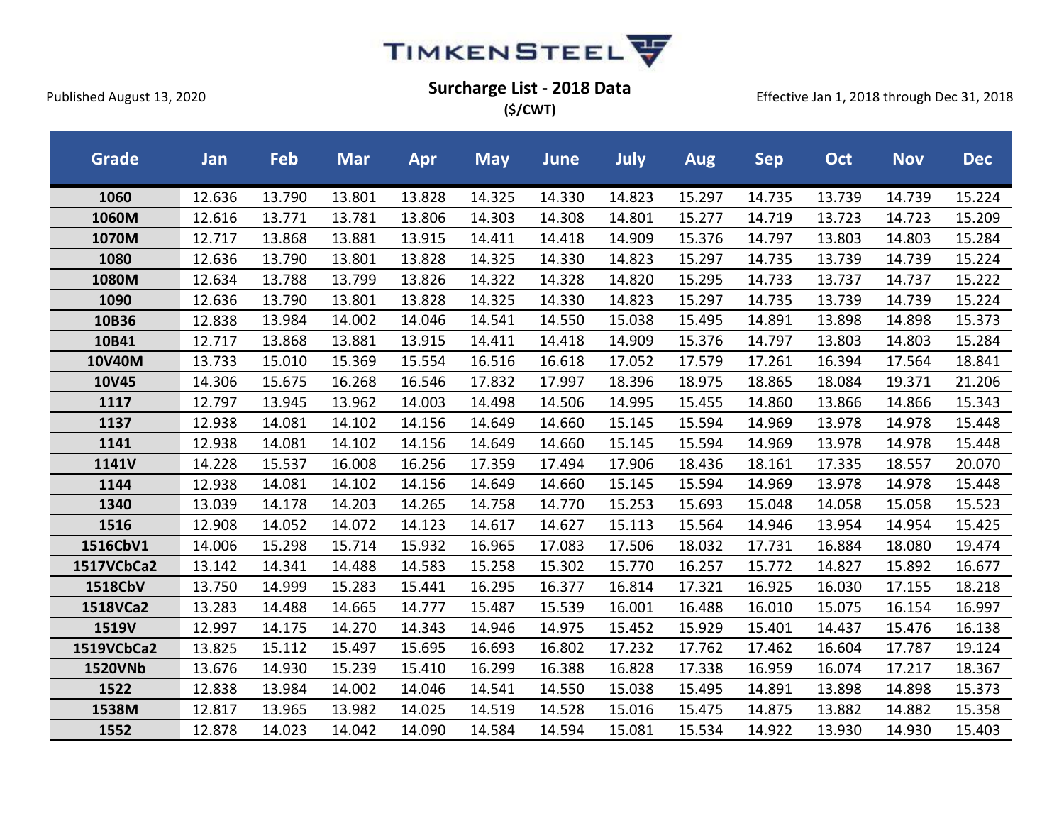TIMKENSTEEL

Published August 13, 2020

## Surcharge List - 2018 Data

**($/CWT)**

Effective Jan 1, 2018 through Dec 31, 2018

| Grade | Jan | Feb | Mar | Apr | May | June | July | Aug | Sep | Oct | Nov | Dec |
|---|---|---|---|---|---|---|---|---|---|---|---|---|
| **1060** | 12.636 | 13.790 | 13.801 | 13.828 | 14.325 | 14.330 | 14.823 | 15.297 | 14.735 | 13.739 | 14.739 | 15.224 |
| **1060M** | 12.616 | 13.771 | 13.781 | 13.806 | 14.303 | 14.308 | 14.801 | 15.277 | 14.719 | 13.723 | 14.723 | 15.209 |
| **1070M** | 12.717 | 13.868 | 13.881 | 13.915 | 14.411 | 14.418 | 14.909 | 15.376 | 14.797 | 13.803 | 14.803 | 15.284 |
| **1080** | 12.636 | 13.790 | 13.801 | 13.828 | 14.325 | 14.330 | 14.823 | 15.297 | 14.735 | 13.739 | 14.739 | 15.224 |
| **1080M** | 12.634 | 13.788 | 13.799 | 13.826 | 14.322 | 14.328 | 14.820 | 15.295 | 14.733 | 13.737 | 14.737 | 15.222 |
| **1090** | 12.636 | 13.790 | 13.801 | 13.828 | 14.325 | 14.330 | 14.823 | 15.297 | 14.735 | 13.739 | 14.739 | 15.224 |
| **10B36** | 12.838 | 13.984 | 14.002 | 14.046 | 14.541 | 14.550 | 15.038 | 15.495 | 14.891 | 13.898 | 14.898 | 15.373 |
| **10B41** | 12.717 | 13.868 | 13.881 | 13.915 | 14.411 | 14.418 | 14.909 | 15.376 | 14.797 | 13.803 | 14.803 | 15.284 |
| **10V40M** | 13.733 | 15.010 | 15.369 | 15.554 | 16.516 | 16.618 | 17.052 | 17.579 | 17.261 | 16.394 | 17.564 | 18.841 |
| **10V45** | 14.306 | 15.675 | 16.268 | 16.546 | 17.832 | 17.997 | 18.396 | 18.975 | 18.865 | 18.084 | 19.371 | 21.206 |
| **1117** | 12.797 | 13.945 | 13.962 | 14.003 | 14.498 | 14.506 | 14.995 | 15.455 | 14.860 | 13.866 | 14.866 | 15.343 |
| **1137** | 12.938 | 14.081 | 14.102 | 14.156 | 14.649 | 14.660 | 15.145 | 15.594 | 14.969 | 13.978 | 14.978 | 15.448 |
| **1141** | 12.938 | 14.081 | 14.102 | 14.156 | 14.649 | 14.660 | 15.145 | 15.594 | 14.969 | 13.978 | 14.978 | 15.448 |
| **1141V** | 14.228 | 15.537 | 16.008 | 16.256 | 17.359 | 17.494 | 17.906 | 18.436 | 18.161 | 17.335 | 18.557 | 20.070 |
| **1144** | 12.938 | 14.081 | 14.102 | 14.156 | 14.649 | 14.660 | 15.145 | 15.594 | 14.969 | 13.978 | 14.978 | 15.448 |
| **1340** | 13.039 | 14.178 | 14.203 | 14.265 | 14.758 | 14.770 | 15.253 | 15.693 | 15.048 | 14.058 | 15.058 | 15.523 |
| **1516** | 12.908 | 14.052 | 14.072 | 14.123 | 14.617 | 14.627 | 15.113 | 15.564 | 14.946 | 13.954 | 14.954 | 15.425 |
| **1516CbV1** | 14.006 | 15.298 | 15.714 | 15.932 | 16.965 | 17.083 | 17.506 | 18.032 | 17.731 | 16.884 | 18.080 | 19.474 |
| **1517VCbCa2** | 13.142 | 14.341 | 14.488 | 14.583 | 15.258 | 15.302 | 15.770 | 16.257 | 15.772 | 14.827 | 15.892 | 16.677 |
| **1518CbV** | 13.750 | 14.999 | 15.283 | 15.441 | 16.295 | 16.377 | 16.814 | 17.321 | 16.925 | 16.030 | 17.155 | 18.218 |
| **1518VCa2** | 13.283 | 14.488 | 14.665 | 14.777 | 15.487 | 15.539 | 16.001 | 16.488 | 16.010 | 15.075 | 16.154 | 16.997 |
| **1519V** | 12.997 | 14.175 | 14.270 | 14.343 | 14.946 | 14.975 | 15.452 | 15.929 | 15.401 | 14.437 | 15.476 | 16.138 |
| **1519VCbCa2** | 13.825 | 15.112 | 15.497 | 15.695 | 16.693 | 16.802 | 17.232 | 17.762 | 17.462 | 16.604 | 17.787 | 19.124 |
| **1520VNb** | 13.676 | 14.930 | 15.239 | 15.410 | 16.299 | 16.388 | 16.828 | 17.338 | 16.959 | 16.074 | 17.217 | 18.367 |
| **1522** | 12.838 | 13.984 | 14.002 | 14.046 | 14.541 | 14.550 | 15.038 | 15.495 | 14.891 | 13.898 | 14.898 | 15.373 |
| **1538M** | 12.817 | 13.965 | 13.982 | 14.025 | 14.519 | 14.528 | 15.016 | 15.475 | 14.875 | 13.882 | 14.882 | 15.358 |
| **1552** | 12.878 | 14.023 | 14.042 | 14.090 | 14.584 | 14.594 | 15.081 | 15.534 | 14.922 | 13.930 | 14.930 | 15.403 |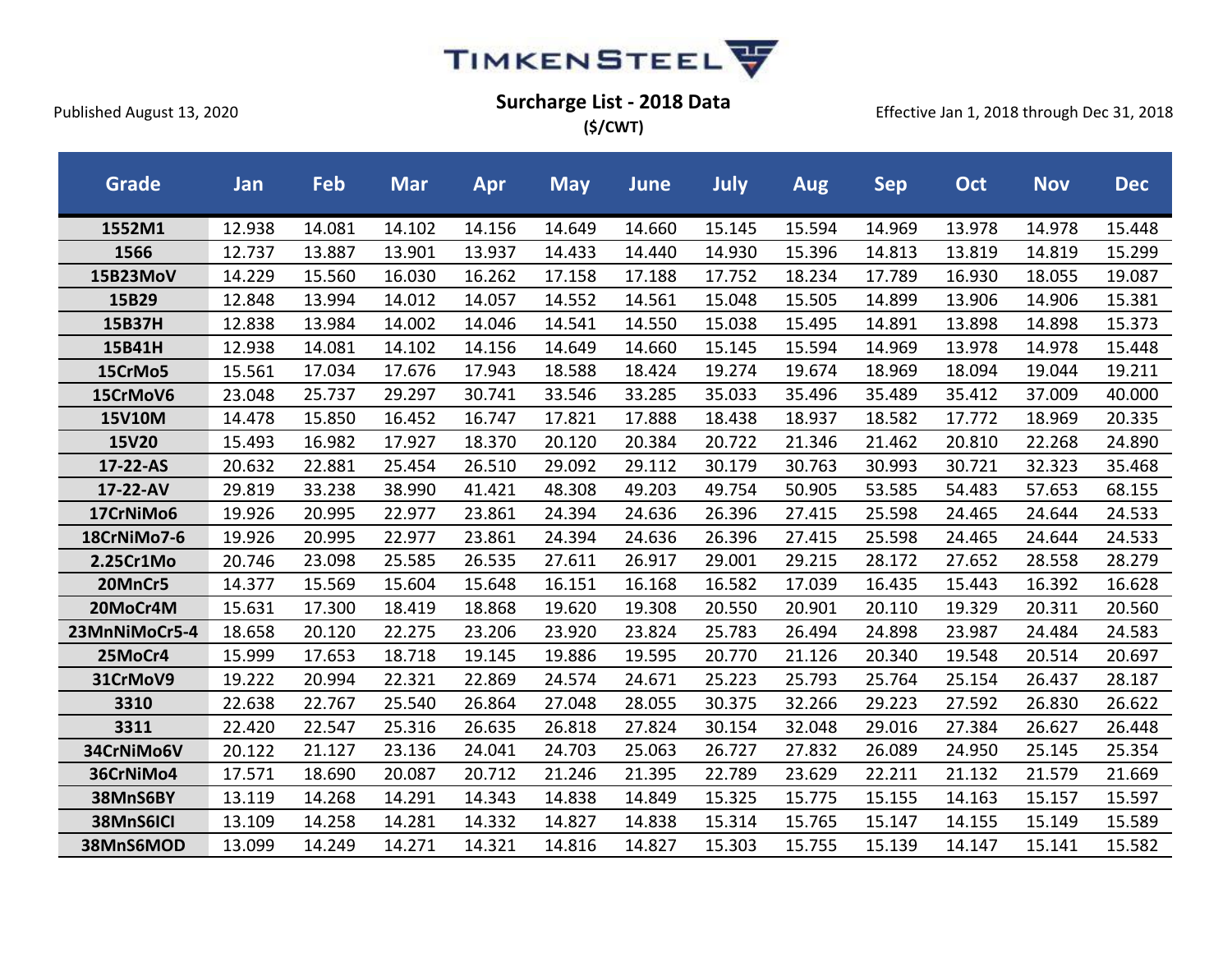TIMKENSTEEL

Published August 13, 2020

## Surcharge List - 2018 Data

**($/CWT)**

Effective Jan 1, 2018 through Dec 31, 2018

| Grade | Jan | Feb | Mar | Apr | May | June | July | Aug | Sep | Oct | Nov | Dec |
|---|---|---|---|---|---|---|---|---|---|---|---|---|
| **1552M1** | 12.938 | 14.081 | 14.102 | 14.156 | 14.649 | 14.660 | 15.145 | 15.594 | 14.969 | 13.978 | 14.978 | 15.448 |
| **1566** | 12.737 | 13.887 | 13.901 | 13.937 | 14.433 | 14.440 | 14.930 | 15.396 | 14.813 | 13.819 | 14.819 | 15.299 |
| **15B23MoV** | 14.229 | 15.560 | 16.030 | 16.262 | 17.158 | 17.188 | 17.752 | 18.234 | 17.789 | 16.930 | 18.055 | 19.087 |
| **15B29** | 12.848 | 13.994 | 14.012 | 14.057 | 14.552 | 14.561 | 15.048 | 15.505 | 14.899 | 13.906 | 14.906 | 15.381 |
| **15B37H** | 12.838 | 13.984 | 14.002 | 14.046 | 14.541 | 14.550 | 15.038 | 15.495 | 14.891 | 13.898 | 14.898 | 15.373 |
| **15B41H** | 12.938 | 14.081 | 14.102 | 14.156 | 14.649 | 14.660 | 15.145 | 15.594 | 14.969 | 13.978 | 14.978 | 15.448 |
| **15CrMo5** | 15.561 | 17.034 | 17.676 | 17.943 | 18.588 | 18.424 | 19.274 | 19.674 | 18.969 | 18.094 | 19.044 | 19.211 |
| **15CrMoV6** | 23.048 | 25.737 | 29.297 | 30.741 | 33.546 | 33.285 | 35.033 | 35.496 | 35.489 | 35.412 | 37.009 | 40.000 |
| **15V10M** | 14.478 | 15.850 | 16.452 | 16.747 | 17.821 | 17.888 | 18.438 | 18.937 | 18.582 | 17.772 | 18.969 | 20.335 |
| **15V20** | 15.493 | 16.982 | 17.927 | 18.370 | 20.120 | 20.384 | 20.722 | 21.346 | 21.462 | 20.810 | 22.268 | 24.890 |
| **17-22-AS** | 20.632 | 22.881 | 25.454 | 26.510 | 29.092 | 29.112 | 30.179 | 30.763 | 30.993 | 30.721 | 32.323 | 35.468 |
| **17-22-AV** | 29.819 | 33.238 | 38.990 | 41.421 | 48.308 | 49.203 | 49.754 | 50.905 | 53.585 | 54.483 | 57.653 | 68.155 |
| **17CrNiMo6** | 19.926 | 20.995 | 22.977 | 23.861 | 24.394 | 24.636 | 26.396 | 27.415 | 25.598 | 24.465 | 24.644 | 24.533 |
| **18CrNiMo7-6** | 19.926 | 20.995 | 22.977 | 23.861 | 24.394 | 24.636 | 26.396 | 27.415 | 25.598 | 24.465 | 24.644 | 24.533 |
| **2.25Cr1Mo** | 20.746 | 23.098 | 25.585 | 26.535 | 27.611 | 26.917 | 29.001 | 29.215 | 28.172 | 27.652 | 28.558 | 28.279 |
| **20MnCr5** | 14.377 | 15.569 | 15.604 | 15.648 | 16.151 | 16.168 | 16.582 | 17.039 | 16.435 | 15.443 | 16.392 | 16.628 |
| **20MoCr4M** | 15.631 | 17.300 | 18.419 | 18.868 | 19.620 | 19.308 | 20.550 | 20.901 | 20.110 | 19.329 | 20.311 | 20.560 |
| **23MnNiMoCr5-4** | 18.658 | 20.120 | 22.275 | 23.206 | 23.920 | 23.824 | 25.783 | 26.494 | 24.898 | 23.987 | 24.484 | 24.583 |
| **25MoCr4** | 15.999 | 17.653 | 18.718 | 19.145 | 19.886 | 19.595 | 20.770 | 21.126 | 20.340 | 19.548 | 20.514 | 20.697 |
| **31CrMoV9** | 19.222 | 20.994 | 22.321 | 22.869 | 24.574 | 24.671 | 25.223 | 25.793 | 25.764 | 25.154 | 26.437 | 28.187 |
| **3310** | 22.638 | 22.767 | 25.540 | 26.864 | 27.048 | 28.055 | 30.375 | 32.266 | 29.223 | 27.592 | 26.830 | 26.622 |
| **3311** | 22.420 | 22.547 | 25.316 | 26.635 | 26.818 | 27.824 | 30.154 | 32.048 | 29.016 | 27.384 | 26.627 | 26.448 |
| **34CrNiMo6V** | 20.122 | 21.127 | 23.136 | 24.041 | 24.703 | 25.063 | 26.727 | 27.832 | 26.089 | 24.950 | 25.145 | 25.354 |
| **36CrNiMo4** | 17.571 | 18.690 | 20.087 | 20.712 | 21.246 | 21.395 | 22.789 | 23.629 | 22.211 | 21.132 | 21.579 | 21.669 |
| **38MnS6BY** | 13.119 | 14.268 | 14.291 | 14.343 | 14.838 | 14.849 | 15.325 | 15.775 | 15.155 | 14.163 | 15.157 | 15.597 |
| **38MnS6ICI** | 13.109 | 14.258 | 14.281 | 14.332 | 14.827 | 14.838 | 15.314 | 15.765 | 15.147 | 14.155 | 15.149 | 15.589 |
| **38MnS6MOD** | 13.099 | 14.249 | 14.271 | 14.321 | 14.816 | 14.827 | 15.303 | 15.755 | 15.139 | 14.147 | 15.141 | 15.582 |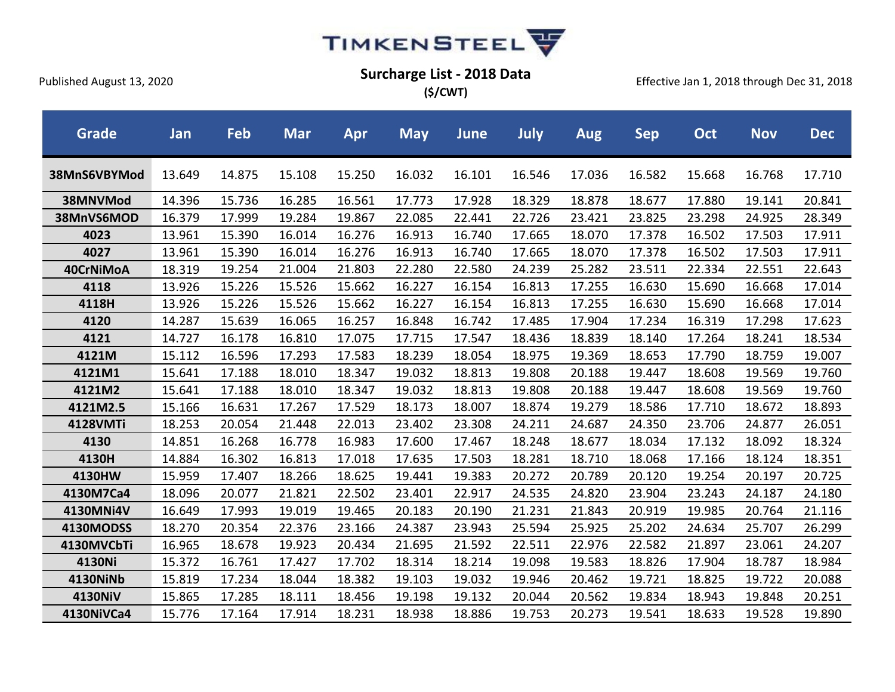TIMKENSTEEL

Published August 13, 2020

**Surcharge List - 2018 Data**

**($/CWT)**

Effective Jan 1, 2018 through Dec 31, 2018

| Grade | Jan | Feb | Mar | Apr | May | June | July | Aug | Sep | Oct | Nov | Dec |
|---|---|---|---|---|---|---|---|---|---|---|---|---|
| 38MnS6VBYMod | 13.649 | 14.875 | 15.108 | 15.250 | 16.032 | 16.101 | 16.546 | 17.036 | 16.582 | 15.668 | 16.768 | 17.710 |
| 38MNVMod | 14.396 | 15.736 | 16.285 | 16.561 | 17.773 | 17.928 | 18.329 | 18.878 | 18.677 | 17.880 | 19.141 | 20.841 |
| 38MnVS6MOD | 16.379 | 17.999 | 19.284 | 19.867 | 22.085 | 22.441 | 22.726 | 23.421 | 23.825 | 23.298 | 24.925 | 28.349 |
| 4023 | 13.961 | 15.390 | 16.014 | 16.276 | 16.913 | 16.740 | 17.665 | 18.070 | 17.378 | 16.502 | 17.503 | 17.911 |
| 4027 | 13.961 | 15.390 | 16.014 | 16.276 | 16.913 | 16.740 | 17.665 | 18.070 | 17.378 | 16.502 | 17.503 | 17.911 |
| 40CrNiMoA | 18.319 | 19.254 | 21.004 | 21.803 | 22.280 | 22.580 | 24.239 | 25.282 | 23.511 | 22.334 | 22.551 | 22.643 |
| 4118 | 13.926 | 15.226 | 15.526 | 15.662 | 16.227 | 16.154 | 16.813 | 17.255 | 16.630 | 15.690 | 16.668 | 17.014 |
| 4118H | 13.926 | 15.226 | 15.526 | 15.662 | 16.227 | 16.154 | 16.813 | 17.255 | 16.630 | 15.690 | 16.668 | 17.014 |
| 4120 | 14.287 | 15.639 | 16.065 | 16.257 | 16.848 | 16.742 | 17.485 | 17.904 | 17.234 | 16.319 | 17.298 | 17.623 |
| 4121 | 14.727 | 16.178 | 16.810 | 17.075 | 17.715 | 17.547 | 18.436 | 18.839 | 18.140 | 17.264 | 18.241 | 18.534 |
| 4121M | 15.112 | 16.596 | 17.293 | 17.583 | 18.239 | 18.054 | 18.975 | 19.369 | 18.653 | 17.790 | 18.759 | 19.007 |
| 4121M1 | 15.641 | 17.188 | 18.010 | 18.347 | 19.032 | 18.813 | 19.808 | 20.188 | 19.447 | 18.608 | 19.569 | 19.760 |
| 4121M2 | 15.641 | 17.188 | 18.010 | 18.347 | 19.032 | 18.813 | 19.808 | 20.188 | 19.447 | 18.608 | 19.569 | 19.760 |
| 4121M2.5 | 15.166 | 16.631 | 17.267 | 17.529 | 18.173 | 18.007 | 18.874 | 19.279 | 18.586 | 17.710 | 18.672 | 18.893 |
| 4128VMTi | 18.253 | 20.054 | 21.448 | 22.013 | 23.402 | 23.308 | 24.211 | 24.687 | 24.350 | 23.706 | 24.877 | 26.051 |
| 4130 | 14.851 | 16.268 | 16.778 | 16.983 | 17.600 | 17.467 | 18.248 | 18.677 | 18.034 | 17.132 | 18.092 | 18.324 |
| 4130H | 14.884 | 16.302 | 16.813 | 17.018 | 17.635 | 17.503 | 18.281 | 18.710 | 18.068 | 17.166 | 18.124 | 18.351 |
| 4130HW | 15.959 | 17.407 | 18.266 | 18.625 | 19.441 | 19.383 | 20.272 | 20.789 | 20.120 | 19.254 | 20.197 | 20.725 |
| 4130M7Ca4 | 18.096 | 20.077 | 21.821 | 22.502 | 23.401 | 22.917 | 24.535 | 24.820 | 23.904 | 23.243 | 24.187 | 24.180 |
| 4130MNi4V | 16.649 | 17.993 | 19.019 | 19.465 | 20.183 | 20.190 | 21.231 | 21.843 | 20.919 | 19.985 | 20.764 | 21.116 |
| 4130MODSS | 18.270 | 20.354 | 22.376 | 23.166 | 24.387 | 23.943 | 25.594 | 25.925 | 25.202 | 24.634 | 25.707 | 26.299 |
| 4130MVCbTi | 16.965 | 18.678 | 19.923 | 20.434 | 21.695 | 21.592 | 22.511 | 22.976 | 22.582 | 21.897 | 23.061 | 24.207 |
| 4130Ni | 15.372 | 16.761 | 17.427 | 17.702 | 18.314 | 18.214 | 19.098 | 19.583 | 18.826 | 17.904 | 18.787 | 18.984 |
| 4130NiNb | 15.819 | 17.234 | 18.044 | 18.382 | 19.103 | 19.032 | 19.946 | 20.462 | 19.721 | 18.825 | 19.722 | 20.088 |
| 4130NiV | 15.865 | 17.285 | 18.111 | 18.456 | 19.198 | 19.132 | 20.044 | 20.562 | 19.834 | 18.943 | 19.848 | 20.251 |
| 4130NiVCa4 | 15.776 | 17.164 | 17.914 | 18.231 | 18.938 | 18.886 | 19.753 | 20.273 | 19.541 | 18.633 | 19.528 | 19.890 |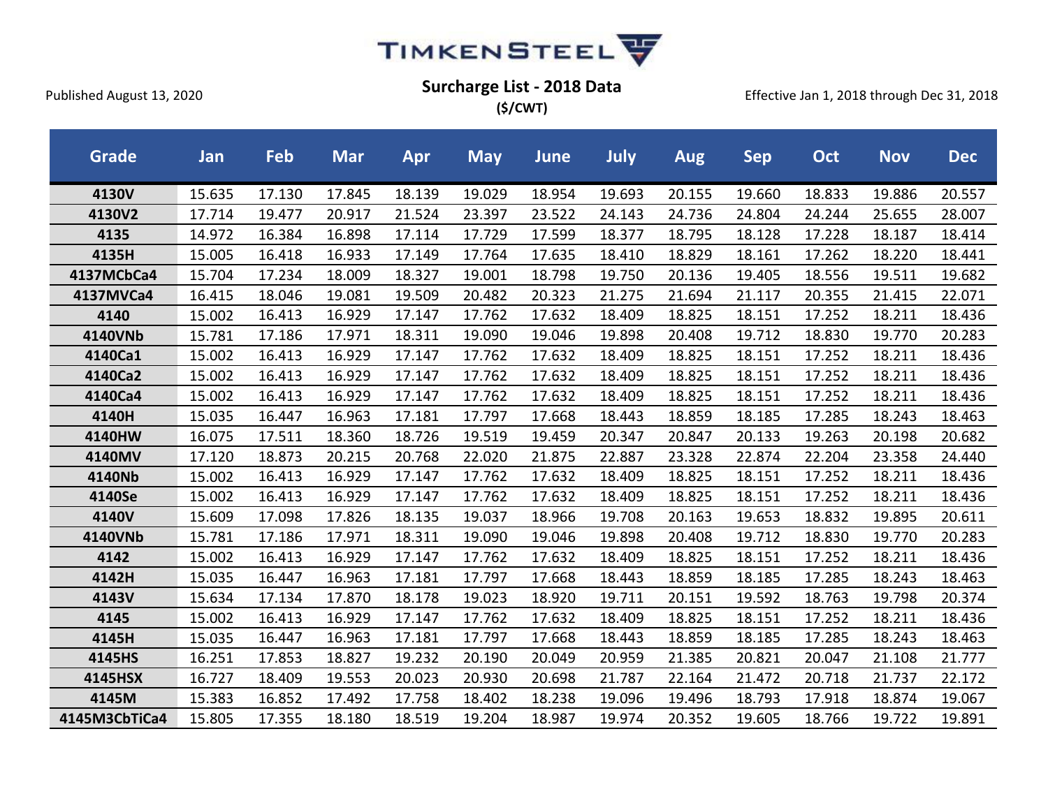TIMKENSTEEL

Published August 13, 2020

## Surcharge List - 2018 Data

**($/CWT)**

Effective Jan 1, 2018 through Dec 31, 2018

| Grade | Jan | Feb | Mar | Apr | May | June | July | Aug | Sep | Oct | Nov | Dec |
|---|---|---|---|---|---|---|---|---|---|---|---|---|
| **4130V** | 15.635 | 17.130 | 17.845 | 18.139 | 19.029 | 18.954 | 19.693 | 20.155 | 19.660 | 18.833 | 19.886 | 20.557 |
| **4130V2** | 17.714 | 19.477 | 20.917 | 21.524 | 23.397 | 23.522 | 24.143 | 24.736 | 24.804 | 24.244 | 25.655 | 28.007 |
| **4135** | 14.972 | 16.384 | 16.898 | 17.114 | 17.729 | 17.599 | 18.377 | 18.795 | 18.128 | 17.228 | 18.187 | 18.414 |
| **4135H** | 15.005 | 16.418 | 16.933 | 17.149 | 17.764 | 17.635 | 18.410 | 18.829 | 18.161 | 17.262 | 18.220 | 18.441 |
| **4137MCbCa4** | 15.704 | 17.234 | 18.009 | 18.327 | 19.001 | 18.798 | 19.750 | 20.136 | 19.405 | 18.556 | 19.511 | 19.682 |
| **4137MVCa4** | 16.415 | 18.046 | 19.081 | 19.509 | 20.482 | 20.323 | 21.275 | 21.694 | 21.117 | 20.355 | 21.415 | 22.071 |
| **4140** | 15.002 | 16.413 | 16.929 | 17.147 | 17.762 | 17.632 | 18.409 | 18.825 | 18.151 | 17.252 | 18.211 | 18.436 |
| **4140VNb** | 15.781 | 17.186 | 17.971 | 18.311 | 19.090 | 19.046 | 19.898 | 20.408 | 19.712 | 18.830 | 19.770 | 20.283 |
| **4140Ca1** | 15.002 | 16.413 | 16.929 | 17.147 | 17.762 | 17.632 | 18.409 | 18.825 | 18.151 | 17.252 | 18.211 | 18.436 |
| **4140Ca2** | 15.002 | 16.413 | 16.929 | 17.147 | 17.762 | 17.632 | 18.409 | 18.825 | 18.151 | 17.252 | 18.211 | 18.436 |
| **4140Ca4** | 15.002 | 16.413 | 16.929 | 17.147 | 17.762 | 17.632 | 18.409 | 18.825 | 18.151 | 17.252 | 18.211 | 18.436 |
| **4140H** | 15.035 | 16.447 | 16.963 | 17.181 | 17.797 | 17.668 | 18.443 | 18.859 | 18.185 | 17.285 | 18.243 | 18.463 |
| **4140HW** | 16.075 | 17.511 | 18.360 | 18.726 | 19.519 | 19.459 | 20.347 | 20.847 | 20.133 | 19.263 | 20.198 | 20.682 |
| **4140MV** | 17.120 | 18.873 | 20.215 | 20.768 | 22.020 | 21.875 | 22.887 | 23.328 | 22.874 | 22.204 | 23.358 | 24.440 |
| **4140Nb** | 15.002 | 16.413 | 16.929 | 17.147 | 17.762 | 17.632 | 18.409 | 18.825 | 18.151 | 17.252 | 18.211 | 18.436 |
| **4140Se** | 15.002 | 16.413 | 16.929 | 17.147 | 17.762 | 17.632 | 18.409 | 18.825 | 18.151 | 17.252 | 18.211 | 18.436 |
| **4140V** | 15.609 | 17.098 | 17.826 | 18.135 | 19.037 | 18.966 | 19.708 | 20.163 | 19.653 | 18.832 | 19.895 | 20.611 |
| **4140VNb** | 15.781 | 17.186 | 17.971 | 18.311 | 19.090 | 19.046 | 19.898 | 20.408 | 19.712 | 18.830 | 19.770 | 20.283 |
| **4142** | 15.002 | 16.413 | 16.929 | 17.147 | 17.762 | 17.632 | 18.409 | 18.825 | 18.151 | 17.252 | 18.211 | 18.436 |
| **4142H** | 15.035 | 16.447 | 16.963 | 17.181 | 17.797 | 17.668 | 18.443 | 18.859 | 18.185 | 17.285 | 18.243 | 18.463 |
| **4143V** | 15.634 | 17.134 | 17.870 | 18.178 | 19.023 | 18.920 | 19.711 | 20.151 | 19.592 | 18.763 | 19.798 | 20.374 |
| **4145** | 15.002 | 16.413 | 16.929 | 17.147 | 17.762 | 17.632 | 18.409 | 18.825 | 18.151 | 17.252 | 18.211 | 18.436 |
| **4145H** | 15.035 | 16.447 | 16.963 | 17.181 | 17.797 | 17.668 | 18.443 | 18.859 | 18.185 | 17.285 | 18.243 | 18.463 |
| **4145HS** | 16.251 | 17.853 | 18.827 | 19.232 | 20.190 | 20.049 | 20.959 | 21.385 | 20.821 | 20.047 | 21.108 | 21.777 |
| **4145HSX** | 16.727 | 18.409 | 19.553 | 20.023 | 20.930 | 20.698 | 21.787 | 22.164 | 21.472 | 20.718 | 21.737 | 22.172 |
| **4145M** | 15.383 | 16.852 | 17.492 | 17.758 | 18.402 | 18.238 | 19.096 | 19.496 | 18.793 | 17.918 | 18.874 | 19.067 |
| **4145M3CbTiCa4** | 15.805 | 17.355 | 18.180 | 18.519 | 19.204 | 18.987 | 19.974 | 20.352 | 19.605 | 18.766 | 19.722 | 19.891 |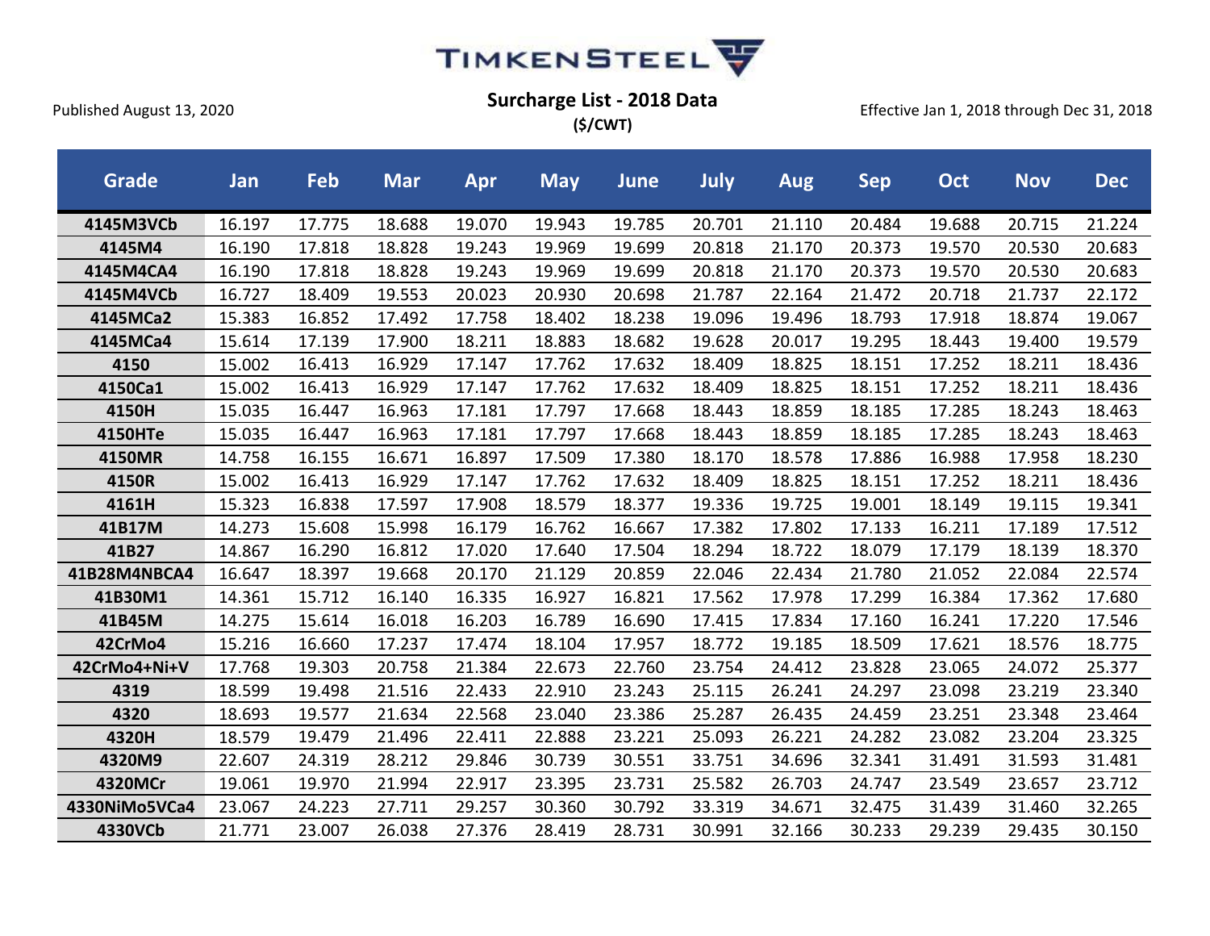TIMKENSTEEL

Published August 13, 2020

**Surcharge List - 2018 Data**

**($/CWT)**

Effective Jan 1, 2018 through Dec 31, 2018

| Grade | Jan | Feb | Mar | Apr | May | June | July | Aug | Sep | Oct | Nov | Dec |
|---|---|---|---|---|---|---|---|---|---|---|---|---|
| **4145M3VCb** | 16.197 | 17.775 | 18.688 | 19.070 | 19.943 | 19.785 | 20.701 | 21.110 | 20.484 | 19.688 | 20.715 | 21.224 |
| **4145M4** | 16.190 | 17.818 | 18.828 | 19.243 | 19.969 | 19.699 | 20.818 | 21.170 | 20.373 | 19.570 | 20.530 | 20.683 |
| **4145M4CA4** | 16.190 | 17.818 | 18.828 | 19.243 | 19.969 | 19.699 | 20.818 | 21.170 | 20.373 | 19.570 | 20.530 | 20.683 |
| **4145M4VCb** | 16.727 | 18.409 | 19.553 | 20.023 | 20.930 | 20.698 | 21.787 | 22.164 | 21.472 | 20.718 | 21.737 | 22.172 |
| **4145MCa2** | 15.383 | 16.852 | 17.492 | 17.758 | 18.402 | 18.238 | 19.096 | 19.496 | 18.793 | 17.918 | 18.874 | 19.067 |
| **4145MCa4** | 15.614 | 17.139 | 17.900 | 18.211 | 18.883 | 18.682 | 19.628 | 20.017 | 19.295 | 18.443 | 19.400 | 19.579 |
| **4150** | 15.002 | 16.413 | 16.929 | 17.147 | 17.762 | 17.632 | 18.409 | 18.825 | 18.151 | 17.252 | 18.211 | 18.436 |
| **4150Ca1** | 15.002 | 16.413 | 16.929 | 17.147 | 17.762 | 17.632 | 18.409 | 18.825 | 18.151 | 17.252 | 18.211 | 18.436 |
| **4150H** | 15.035 | 16.447 | 16.963 | 17.181 | 17.797 | 17.668 | 18.443 | 18.859 | 18.185 | 17.285 | 18.243 | 18.463 |
| **4150HTe** | 15.035 | 16.447 | 16.963 | 17.181 | 17.797 | 17.668 | 18.443 | 18.859 | 18.185 | 17.285 | 18.243 | 18.463 |
| **4150MR** | 14.758 | 16.155 | 16.671 | 16.897 | 17.509 | 17.380 | 18.170 | 18.578 | 17.886 | 16.988 | 17.958 | 18.230 |
| **4150R** | 15.002 | 16.413 | 16.929 | 17.147 | 17.762 | 17.632 | 18.409 | 18.825 | 18.151 | 17.252 | 18.211 | 18.436 |
| **4161H** | 15.323 | 16.838 | 17.597 | 17.908 | 18.579 | 18.377 | 19.336 | 19.725 | 19.001 | 18.149 | 19.115 | 19.341 |
| **41B17M** | 14.273 | 15.608 | 15.998 | 16.179 | 16.762 | 16.667 | 17.382 | 17.802 | 17.133 | 16.211 | 17.189 | 17.512 |
| **41B27** | 14.867 | 16.290 | 16.812 | 17.020 | 17.640 | 17.504 | 18.294 | 18.722 | 18.079 | 17.179 | 18.139 | 18.370 |
| **41B28M4NBCA4** | 16.647 | 18.397 | 19.668 | 20.170 | 21.129 | 20.859 | 22.046 | 22.434 | 21.780 | 21.052 | 22.084 | 22.574 |
| **41B30M1** | 14.361 | 15.712 | 16.140 | 16.335 | 16.927 | 16.821 | 17.562 | 17.978 | 17.299 | 16.384 | 17.362 | 17.680 |
| **41B45M** | 14.275 | 15.614 | 16.018 | 16.203 | 16.789 | 16.690 | 17.415 | 17.834 | 17.160 | 16.241 | 17.220 | 17.546 |
| **42CrMo4** | 15.216 | 16.660 | 17.237 | 17.474 | 18.104 | 17.957 | 18.772 | 19.185 | 18.509 | 17.621 | 18.576 | 18.775 |
| **42CrMo4+Ni+V** | 17.768 | 19.303 | 20.758 | 21.384 | 22.673 | 22.760 | 23.754 | 24.412 | 23.828 | 23.065 | 24.072 | 25.377 |
| **4319** | 18.599 | 19.498 | 21.516 | 22.433 | 22.910 | 23.243 | 25.115 | 26.241 | 24.297 | 23.098 | 23.219 | 23.340 |
| **4320** | 18.693 | 19.577 | 21.634 | 22.568 | 23.040 | 23.386 | 25.287 | 26.435 | 24.459 | 23.251 | 23.348 | 23.464 |
| **4320H** | 18.579 | 19.479 | 21.496 | 22.411 | 22.888 | 23.221 | 25.093 | 26.221 | 24.282 | 23.082 | 23.204 | 23.325 |
| **4320M9** | 22.607 | 24.319 | 28.212 | 29.846 | 30.739 | 30.551 | 33.751 | 34.696 | 32.341 | 31.491 | 31.593 | 31.481 |
| **4320MCr** | 19.061 | 19.970 | 21.994 | 22.917 | 23.395 | 23.731 | 25.582 | 26.703 | 24.747 | 23.549 | 23.657 | 23.712 |
| **4330NiMo5VCa4** | 23.067 | 24.223 | 27.711 | 29.257 | 30.360 | 30.792 | 33.319 | 34.671 | 32.475 | 31.439 | 31.460 | 32.265 |
| **4330VCb** | 21.771 | 23.007 | 26.038 | 27.376 | 28.419 | 28.731 | 30.991 | 32.166 | 30.233 | 29.239 | 29.435 | 30.150 |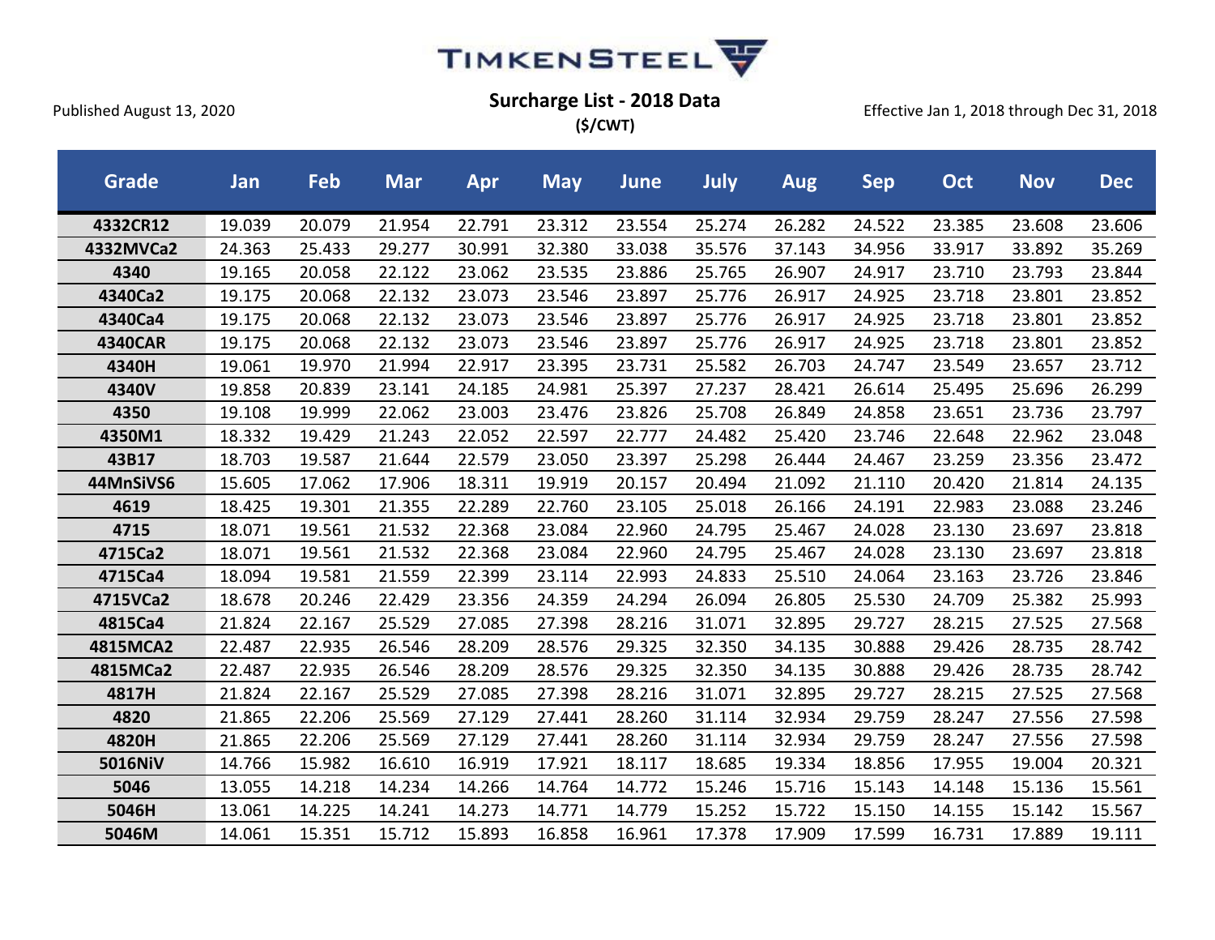TIMKENSTEEL

Published August 13, 2020

**Surcharge List - 2018 Data**
**($/CWT)**

Effective Jan 1, 2018 through Dec 31, 2018

| Grade | Jan | Feb | Mar | Apr | May | June | July | Aug | Sep | Oct | Nov | Dec |
|---|---|---|---|---|---|---|---|---|---|---|---|---|
| 4332CR12 | 19.039 | 20.079 | 21.954 | 22.791 | 23.312 | 23.554 | 25.274 | 26.282 | 24.522 | 23.385 | 23.608 | 23.606 |
| 4332MVCa2 | 24.363 | 25.433 | 29.277 | 30.991 | 32.380 | 33.038 | 35.576 | 37.143 | 34.956 | 33.917 | 33.892 | 35.269 |
| 4340 | 19.165 | 20.058 | 22.122 | 23.062 | 23.535 | 23.886 | 25.765 | 26.907 | 24.917 | 23.710 | 23.793 | 23.844 |
| 4340Ca2 | 19.175 | 20.068 | 22.132 | 23.073 | 23.546 | 23.897 | 25.776 | 26.917 | 24.925 | 23.718 | 23.801 | 23.852 |
| 4340Ca4 | 19.175 | 20.068 | 22.132 | 23.073 | 23.546 | 23.897 | 25.776 | 26.917 | 24.925 | 23.718 | 23.801 | 23.852 |
| 4340CAR | 19.175 | 20.068 | 22.132 | 23.073 | 23.546 | 23.897 | 25.776 | 26.917 | 24.925 | 23.718 | 23.801 | 23.852 |
| 4340H | 19.061 | 19.970 | 21.994 | 22.917 | 23.395 | 23.731 | 25.582 | 26.703 | 24.747 | 23.549 | 23.657 | 23.712 |
| 4340V | 19.858 | 20.839 | 23.141 | 24.185 | 24.981 | 25.397 | 27.237 | 28.421 | 26.614 | 25.495 | 25.696 | 26.299 |
| 4350 | 19.108 | 19.999 | 22.062 | 23.003 | 23.476 | 23.826 | 25.708 | 26.849 | 24.858 | 23.651 | 23.736 | 23.797 |
| 4350M1 | 18.332 | 19.429 | 21.243 | 22.052 | 22.597 | 22.777 | 24.482 | 25.420 | 23.746 | 22.648 | 22.962 | 23.048 |
| 43B17 | 18.703 | 19.587 | 21.644 | 22.579 | 23.050 | 23.397 | 25.298 | 26.444 | 24.467 | 23.259 | 23.356 | 23.472 |
| 44MnSiVS6 | 15.605 | 17.062 | 17.906 | 18.311 | 19.919 | 20.157 | 20.494 | 21.092 | 21.110 | 20.420 | 21.814 | 24.135 |
| 4619 | 18.425 | 19.301 | 21.355 | 22.289 | 22.760 | 23.105 | 25.018 | 26.166 | 24.191 | 22.983 | 23.088 | 23.246 |
| 4715 | 18.071 | 19.561 | 21.532 | 22.368 | 23.084 | 22.960 | 24.795 | 25.467 | 24.028 | 23.130 | 23.697 | 23.818 |
| 4715Ca2 | 18.071 | 19.561 | 21.532 | 22.368 | 23.084 | 22.960 | 24.795 | 25.467 | 24.028 | 23.130 | 23.697 | 23.818 |
| 4715Ca4 | 18.094 | 19.581 | 21.559 | 22.399 | 23.114 | 22.993 | 24.833 | 25.510 | 24.064 | 23.163 | 23.726 | 23.846 |
| 4715VCa2 | 18.678 | 20.246 | 22.429 | 23.356 | 24.359 | 24.294 | 26.094 | 26.805 | 25.530 | 24.709 | 25.382 | 25.993 |
| 4815Ca4 | 21.824 | 22.167 | 25.529 | 27.085 | 27.398 | 28.216 | 31.071 | 32.895 | 29.727 | 28.215 | 27.525 | 27.568 |
| 4815MCA2 | 22.487 | 22.935 | 26.546 | 28.209 | 28.576 | 29.325 | 32.350 | 34.135 | 30.888 | 29.426 | 28.735 | 28.742 |
| 4815MCa2 | 22.487 | 22.935 | 26.546 | 28.209 | 28.576 | 29.325 | 32.350 | 34.135 | 30.888 | 29.426 | 28.735 | 28.742 |
| 4817H | 21.824 | 22.167 | 25.529 | 27.085 | 27.398 | 28.216 | 31.071 | 32.895 | 29.727 | 28.215 | 27.525 | 27.568 |
| 4820 | 21.865 | 22.206 | 25.569 | 27.129 | 27.441 | 28.260 | 31.114 | 32.934 | 29.759 | 28.247 | 27.556 | 27.598 |
| 4820H | 21.865 | 22.206 | 25.569 | 27.129 | 27.441 | 28.260 | 31.114 | 32.934 | 29.759 | 28.247 | 27.556 | 27.598 |
| 5016NiV | 14.766 | 15.982 | 16.610 | 16.919 | 17.921 | 18.117 | 18.685 | 19.334 | 18.856 | 17.955 | 19.004 | 20.321 |
| 5046 | 13.055 | 14.218 | 14.234 | 14.266 | 14.764 | 14.772 | 15.246 | 15.716 | 15.143 | 14.148 | 15.136 | 15.561 |
| 5046H | 13.061 | 14.225 | 14.241 | 14.273 | 14.771 | 14.779 | 15.252 | 15.722 | 15.150 | 14.155 | 15.142 | 15.567 |
| 5046M | 14.061 | 15.351 | 15.712 | 15.893 | 16.858 | 16.961 | 17.378 | 17.909 | 17.599 | 16.731 | 17.889 | 19.111 |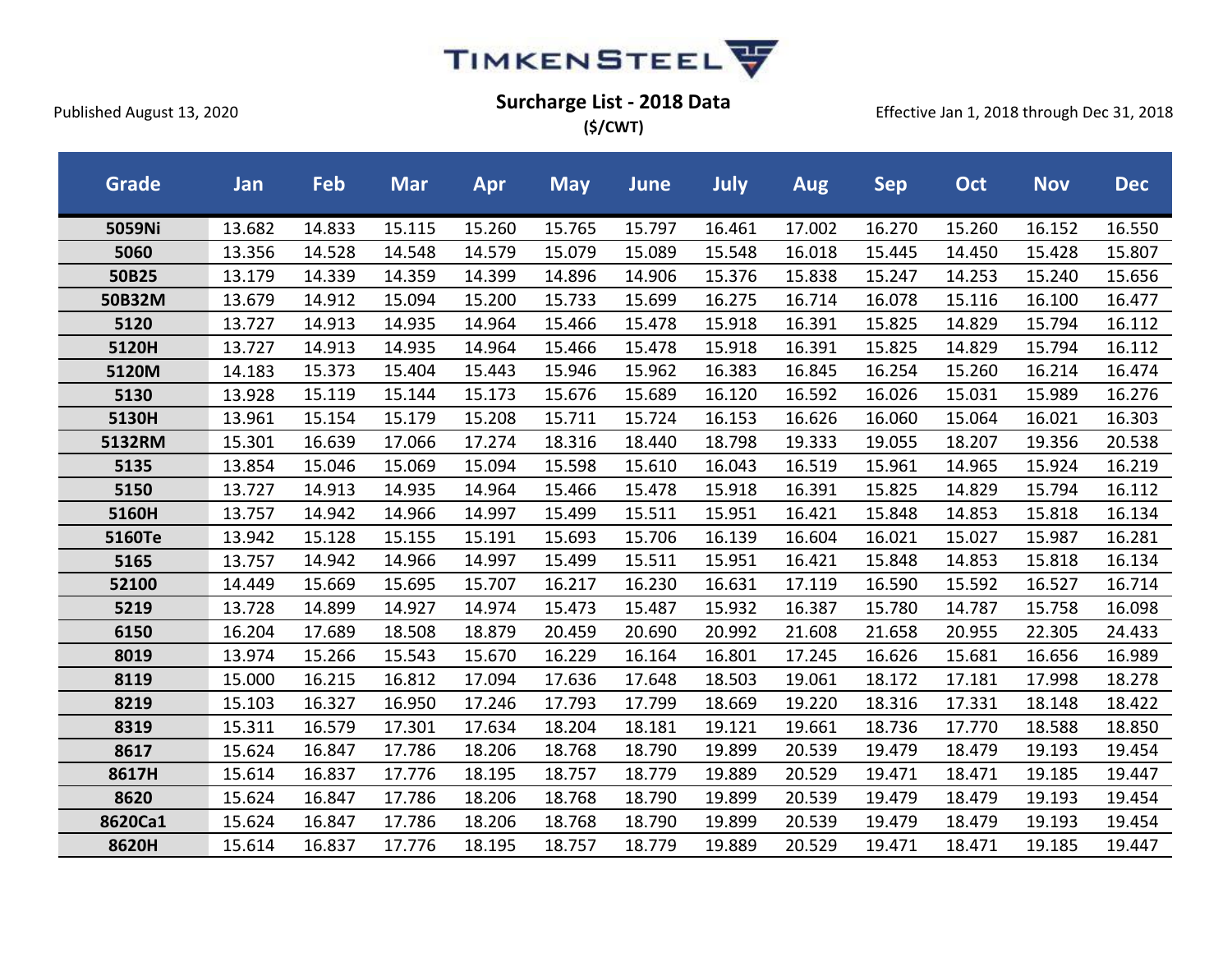TIMKENSTEEL

Published August 13, 2020

**Surcharge List - 2018 Data**
**($/CWT)**

Effective Jan 1, 2018 through Dec 31, 2018

| Grade | Jan | Feb | Mar | Apr | May | June | July | Aug | Sep | Oct | Nov | Dec |
|---|---|---|---|---|---|---|---|---|---|---|---|---|
| **5059Ni** | 13.682 | 14.833 | 15.115 | 15.260 | 15.765 | 15.797 | 16.461 | 17.002 | 16.270 | 15.260 | 16.152 | 16.550 |
| **5060** | 13.356 | 14.528 | 14.548 | 14.579 | 15.079 | 15.089 | 15.548 | 16.018 | 15.445 | 14.450 | 15.428 | 15.807 |
| **50B25** | 13.179 | 14.339 | 14.359 | 14.399 | 14.896 | 14.906 | 15.376 | 15.838 | 15.247 | 14.253 | 15.240 | 15.656 |
| **50B32M** | 13.679 | 14.912 | 15.094 | 15.200 | 15.733 | 15.699 | 16.275 | 16.714 | 16.078 | 15.116 | 16.100 | 16.477 |
| **5120** | 13.727 | 14.913 | 14.935 | 14.964 | 15.466 | 15.478 | 15.918 | 16.391 | 15.825 | 14.829 | 15.794 | 16.112 |
| **5120H** | 13.727 | 14.913 | 14.935 | 14.964 | 15.466 | 15.478 | 15.918 | 16.391 | 15.825 | 14.829 | 15.794 | 16.112 |
| **5120M** | 14.183 | 15.373 | 15.404 | 15.443 | 15.946 | 15.962 | 16.383 | 16.845 | 16.254 | 15.260 | 16.214 | 16.474 |
| **5130** | 13.928 | 15.119 | 15.144 | 15.173 | 15.676 | 15.689 | 16.120 | 16.592 | 16.026 | 15.031 | 15.989 | 16.276 |
| **5130H** | 13.961 | 15.154 | 15.179 | 15.208 | 15.711 | 15.724 | 16.153 | 16.626 | 16.060 | 15.064 | 16.021 | 16.303 |
| **5132RM** | 15.301 | 16.639 | 17.066 | 17.274 | 18.316 | 18.440 | 18.798 | 19.333 | 19.055 | 18.207 | 19.356 | 20.538 |
| **5135** | 13.854 | 15.046 | 15.069 | 15.094 | 15.598 | 15.610 | 16.043 | 16.519 | 15.961 | 14.965 | 15.924 | 16.219 |
| **5150** | 13.727 | 14.913 | 14.935 | 14.964 | 15.466 | 15.478 | 15.918 | 16.391 | 15.825 | 14.829 | 15.794 | 16.112 |
| **5160H** | 13.757 | 14.942 | 14.966 | 14.997 | 15.499 | 15.511 | 15.951 | 16.421 | 15.848 | 14.853 | 15.818 | 16.134 |
| **5160Te** | 13.942 | 15.128 | 15.155 | 15.191 | 15.693 | 15.706 | 16.139 | 16.604 | 16.021 | 15.027 | 15.987 | 16.281 |
| **5165** | 13.757 | 14.942 | 14.966 | 14.997 | 15.499 | 15.511 | 15.951 | 16.421 | 15.848 | 14.853 | 15.818 | 16.134 |
| **52100** | 14.449 | 15.669 | 15.695 | 15.707 | 16.217 | 16.230 | 16.631 | 17.119 | 16.590 | 15.592 | 16.527 | 16.714 |
| **5219** | 13.728 | 14.899 | 14.927 | 14.974 | 15.473 | 15.487 | 15.932 | 16.387 | 15.780 | 14.787 | 15.758 | 16.098 |
| **6150** | 16.204 | 17.689 | 18.508 | 18.879 | 20.459 | 20.690 | 20.992 | 21.608 | 21.658 | 20.955 | 22.305 | 24.433 |
| **8019** | 13.974 | 15.266 | 15.543 | 15.670 | 16.229 | 16.164 | 16.801 | 17.245 | 16.626 | 15.681 | 16.656 | 16.989 |
| **8119** | 15.000 | 16.215 | 16.812 | 17.094 | 17.636 | 17.648 | 18.503 | 19.061 | 18.172 | 17.181 | 17.998 | 18.278 |
| **8219** | 15.103 | 16.327 | 16.950 | 17.246 | 17.793 | 17.799 | 18.669 | 19.220 | 18.316 | 17.331 | 18.148 | 18.422 |
| **8319** | 15.311 | 16.579 | 17.301 | 17.634 | 18.204 | 18.181 | 19.121 | 19.661 | 18.736 | 17.770 | 18.588 | 18.850 |
| **8617** | 15.624 | 16.847 | 17.786 | 18.206 | 18.768 | 18.790 | 19.899 | 20.539 | 19.479 | 18.479 | 19.193 | 19.454 |
| **8617H** | 15.614 | 16.837 | 17.776 | 18.195 | 18.757 | 18.779 | 19.889 | 20.529 | 19.471 | 18.471 | 19.185 | 19.447 |
| **8620** | 15.624 | 16.847 | 17.786 | 18.206 | 18.768 | 18.790 | 19.899 | 20.539 | 19.479 | 18.479 | 19.193 | 19.454 |
| **8620Ca1** | 15.624 | 16.847 | 17.786 | 18.206 | 18.768 | 18.790 | 19.899 | 20.539 | 19.479 | 18.479 | 19.193 | 19.454 |
| **8620H** | 15.614 | 16.837 | 17.776 | 18.195 | 18.757 | 18.779 | 19.889 | 20.529 | 19.471 | 18.471 | 19.185 | 19.447 |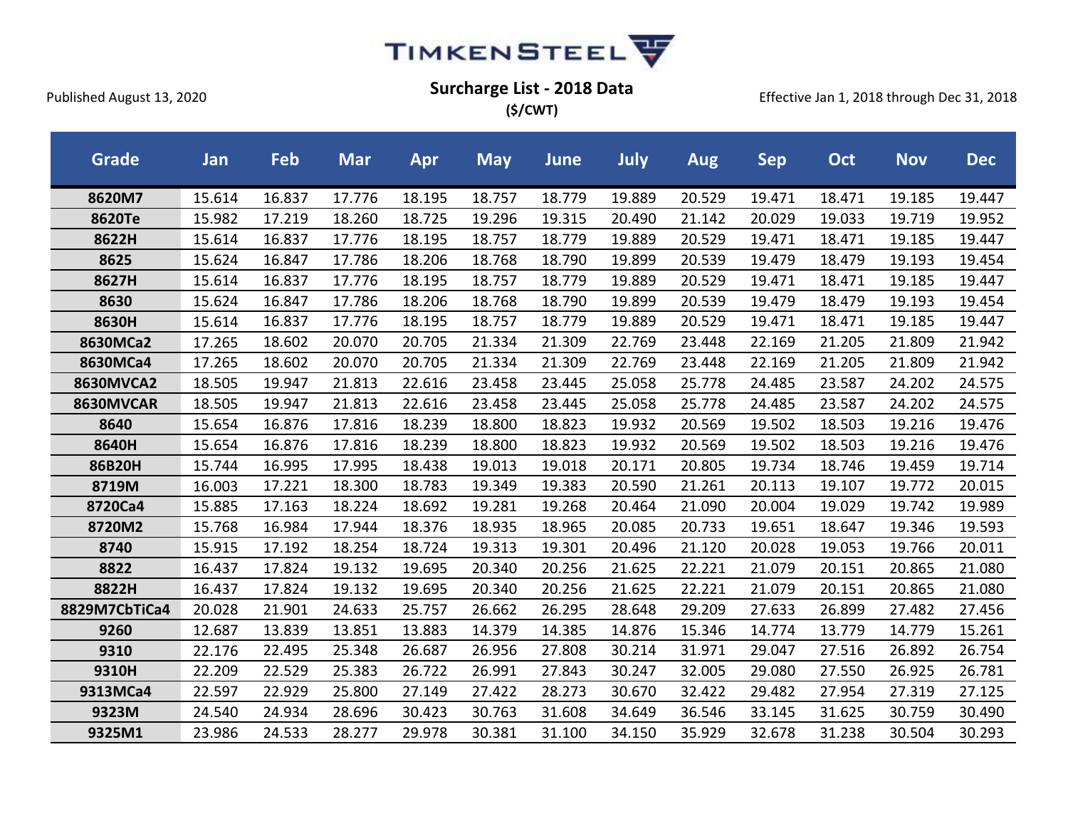# TIMKENSTEEL

Published August 13, 2020

## Surcharge List - 2018 Data

**($/CWT)**

Effective Jan 1, 2018 through Dec 31, 2018

| Grade | Jan | Feb | Mar | Apr | May | June | July | Aug | Sep | Oct | Nov | Dec |
|---|---|---|---|---|---|---|---|---|---|---|---|---|
| **8620M7** | 15.614 | 16.837 | 17.776 | 18.195 | 18.757 | 18.779 | 19.889 | 20.529 | 19.471 | 18.471 | 19.185 | 19.447 |
| **8620Te** | 15.982 | 17.219 | 18.260 | 18.725 | 19.296 | 19.315 | 20.490 | 21.142 | 20.029 | 19.033 | 19.719 | 19.952 |
| **8622H** | 15.614 | 16.837 | 17.776 | 18.195 | 18.757 | 18.779 | 19.889 | 20.529 | 19.471 | 18.471 | 19.185 | 19.447 |
| **8625** | 15.624 | 16.847 | 17.786 | 18.206 | 18.768 | 18.790 | 19.899 | 20.539 | 19.479 | 18.479 | 19.193 | 19.454 |
| **8627H** | 15.614 | 16.837 | 17.776 | 18.195 | 18.757 | 18.779 | 19.889 | 20.529 | 19.471 | 18.471 | 19.185 | 19.447 |
| **8630** | 15.624 | 16.847 | 17.786 | 18.206 | 18.768 | 18.790 | 19.899 | 20.539 | 19.479 | 18.479 | 19.193 | 19.454 |
| **8630H** | 15.614 | 16.837 | 17.776 | 18.195 | 18.757 | 18.779 | 19.889 | 20.529 | 19.471 | 18.471 | 19.185 | 19.447 |
| **8630MCa2** | 17.265 | 18.602 | 20.070 | 20.705 | 21.334 | 21.309 | 22.769 | 23.448 | 22.169 | 21.205 | 21.809 | 21.942 |
| **8630MCa4** | 17.265 | 18.602 | 20.070 | 20.705 | 21.334 | 21.309 | 22.769 | 23.448 | 22.169 | 21.205 | 21.809 | 21.942 |
| **8630MVCA2** | 18.505 | 19.947 | 21.813 | 22.616 | 23.458 | 23.445 | 25.058 | 25.778 | 24.485 | 23.587 | 24.202 | 24.575 |
| **8630MVCAR** | 18.505 | 19.947 | 21.813 | 22.616 | 23.458 | 23.445 | 25.058 | 25.778 | 24.485 | 23.587 | 24.202 | 24.575 |
| **8640** | 15.654 | 16.876 | 17.816 | 18.239 | 18.800 | 18.823 | 19.932 | 20.569 | 19.502 | 18.503 | 19.216 | 19.476 |
| **8640H** | 15.654 | 16.876 | 17.816 | 18.239 | 18.800 | 18.823 | 19.932 | 20.569 | 19.502 | 18.503 | 19.216 | 19.476 |
| **86B20H** | 15.744 | 16.995 | 17.995 | 18.438 | 19.013 | 19.018 | 20.171 | 20.805 | 19.734 | 18.746 | 19.459 | 19.714 |
| **8719M** | 16.003 | 17.221 | 18.300 | 18.783 | 19.349 | 19.383 | 20.590 | 21.261 | 20.113 | 19.107 | 19.772 | 20.015 |
| **8720Ca4** | 15.885 | 17.163 | 18.224 | 18.692 | 19.281 | 19.268 | 20.464 | 21.090 | 20.004 | 19.029 | 19.742 | 19.989 |
| **8720M2** | 15.768 | 16.984 | 17.944 | 18.376 | 18.935 | 18.965 | 20.085 | 20.733 | 19.651 | 18.647 | 19.346 | 19.593 |
| **8740** | 15.915 | 17.192 | 18.254 | 18.724 | 19.313 | 19.301 | 20.496 | 21.120 | 20.028 | 19.053 | 19.766 | 20.011 |
| **8822** | 16.437 | 17.824 | 19.132 | 19.695 | 20.340 | 20.256 | 21.625 | 22.221 | 21.079 | 20.151 | 20.865 | 21.080 |
| **8822H** | 16.437 | 17.824 | 19.132 | 19.695 | 20.340 | 20.256 | 21.625 | 22.221 | 21.079 | 20.151 | 20.865 | 21.080 |
| **8829M7CbTiCa4** | 20.028 | 21.901 | 24.633 | 25.757 | 26.662 | 26.295 | 28.648 | 29.209 | 27.633 | 26.899 | 27.482 | 27.456 |
| **9260** | 12.687 | 13.839 | 13.851 | 13.883 | 14.379 | 14.385 | 14.876 | 15.346 | 14.774 | 13.779 | 14.779 | 15.261 |
| **9310** | 22.176 | 22.495 | 25.348 | 26.687 | 26.956 | 27.808 | 30.214 | 31.971 | 29.047 | 27.516 | 26.892 | 26.754 |
| **9310H** | 22.209 | 22.529 | 25.383 | 26.722 | 26.991 | 27.843 | 30.247 | 32.005 | 29.080 | 27.550 | 26.925 | 26.781 |
| **9313MCa4** | 22.597 | 22.929 | 25.800 | 27.149 | 27.422 | 28.273 | 30.670 | 32.422 | 29.482 | 27.954 | 27.319 | 27.125 |
| **9323M** | 24.540 | 24.934 | 28.696 | 30.423 | 30.763 | 31.608 | 34.649 | 36.546 | 33.145 | 31.625 | 30.759 | 30.490 |
| **9325M1** | 23.986 | 24.533 | 28.277 | 29.978 | 30.381 | 31.100 | 34.150 | 35.929 | 32.678 | 31.238 | 30.504 | 30.293 |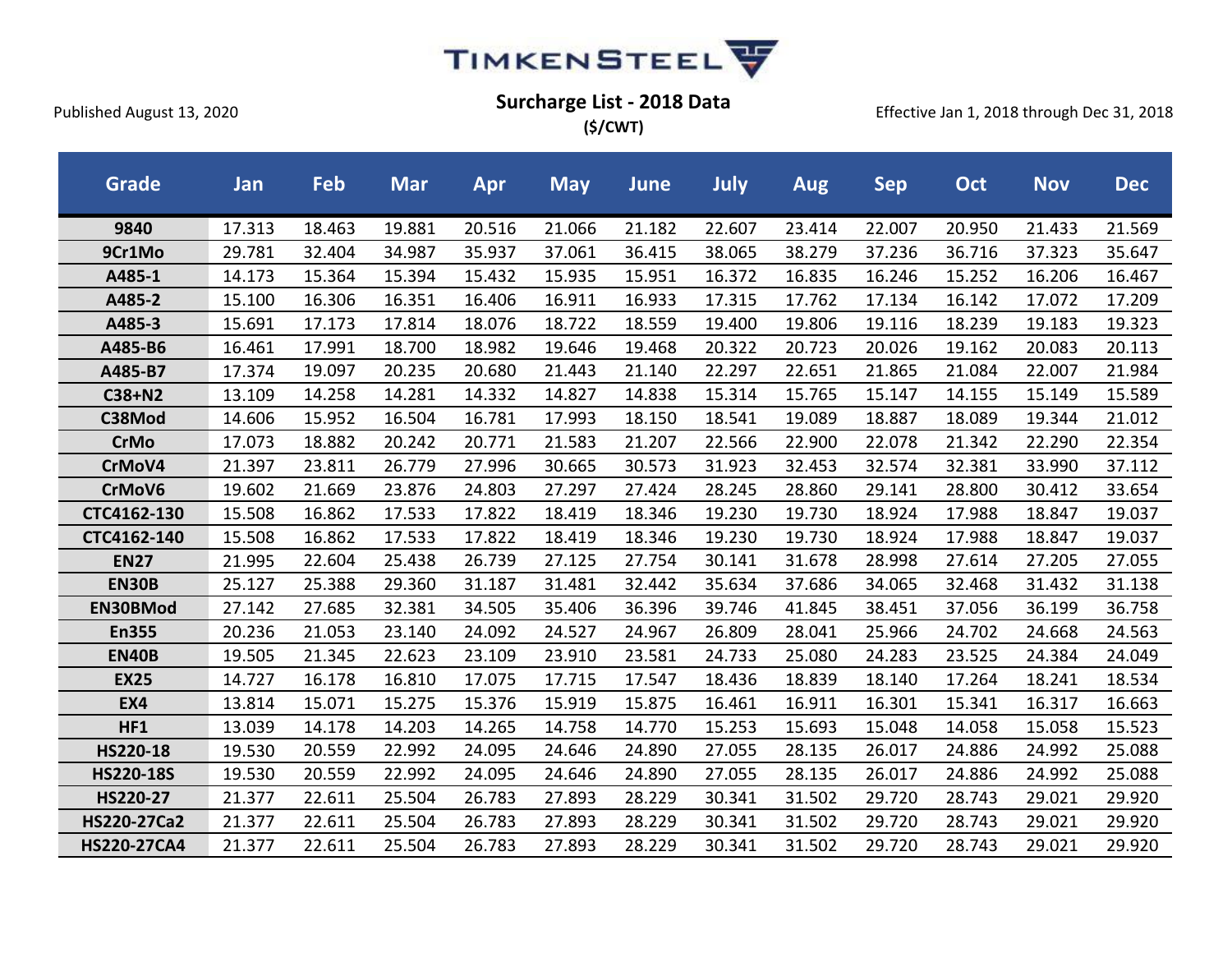TIMKENSTEEL

Published August 13, 2020

## Surcharge List - 2018 Data

**($/CWT)**

Effective Jan 1, 2018 through Dec 31, 2018

| Grade | Jan | Feb | Mar | Apr | May | June | July | Aug | Sep | Oct | Nov | Dec |
|---|---|---|---|---|---|---|---|---|---|---|---|---|
| **9840** | 17.313 | 18.463 | 19.881 | 20.516 | 21.066 | 21.182 | 22.607 | 23.414 | 22.007 | 20.950 | 21.433 | 21.569 |
| **9Cr1Mo** | 29.781 | 32.404 | 34.987 | 35.937 | 37.061 | 36.415 | 38.065 | 38.279 | 37.236 | 36.716 | 37.323 | 35.647 |
| **A485-1** | 14.173 | 15.364 | 15.394 | 15.432 | 15.935 | 15.951 | 16.372 | 16.835 | 16.246 | 15.252 | 16.206 | 16.467 |
| **A485-2** | 15.100 | 16.306 | 16.351 | 16.406 | 16.911 | 16.933 | 17.315 | 17.762 | 17.134 | 16.142 | 17.072 | 17.209 |
| **A485-3** | 15.691 | 17.173 | 17.814 | 18.076 | 18.722 | 18.559 | 19.400 | 19.806 | 19.116 | 18.239 | 19.183 | 19.323 |
| **A485-B6** | 16.461 | 17.991 | 18.700 | 18.982 | 19.646 | 19.468 | 20.322 | 20.723 | 20.026 | 19.162 | 20.083 | 20.113 |
| **A485-B7** | 17.374 | 19.097 | 20.235 | 20.680 | 21.443 | 21.140 | 22.297 | 22.651 | 21.865 | 21.084 | 22.007 | 21.984 |
| **C38+N2** | 13.109 | 14.258 | 14.281 | 14.332 | 14.827 | 14.838 | 15.314 | 15.765 | 15.147 | 14.155 | 15.149 | 15.589 |
| **C38Mod** | 14.606 | 15.952 | 16.504 | 16.781 | 17.993 | 18.150 | 18.541 | 19.089 | 18.887 | 18.089 | 19.344 | 21.012 |
| **CrMo** | 17.073 | 18.882 | 20.242 | 20.771 | 21.583 | 21.207 | 22.566 | 22.900 | 22.078 | 21.342 | 22.290 | 22.354 |
| **CrMoV4** | 21.397 | 23.811 | 26.779 | 27.996 | 30.665 | 30.573 | 31.923 | 32.453 | 32.574 | 32.381 | 33.990 | 37.112 |
| **CrMoV6** | 19.602 | 21.669 | 23.876 | 24.803 | 27.297 | 27.424 | 28.245 | 28.860 | 29.141 | 28.800 | 30.412 | 33.654 |
| **CTC4162-130** | 15.508 | 16.862 | 17.533 | 17.822 | 18.419 | 18.346 | 19.230 | 19.730 | 18.924 | 17.988 | 18.847 | 19.037 |
| **CTC4162-140** | 15.508 | 16.862 | 17.533 | 17.822 | 18.419 | 18.346 | 19.230 | 19.730 | 18.924 | 17.988 | 18.847 | 19.037 |
| **EN27** | 21.995 | 22.604 | 25.438 | 26.739 | 27.125 | 27.754 | 30.141 | 31.678 | 28.998 | 27.614 | 27.205 | 27.055 |
| **EN30B** | 25.127 | 25.388 | 29.360 | 31.187 | 31.481 | 32.442 | 35.634 | 37.686 | 34.065 | 32.468 | 31.432 | 31.138 |
| **EN30BMod** | 27.142 | 27.685 | 32.381 | 34.505 | 35.406 | 36.396 | 39.746 | 41.845 | 38.451 | 37.056 | 36.199 | 36.758 |
| **En355** | 20.236 | 21.053 | 23.140 | 24.092 | 24.527 | 24.967 | 26.809 | 28.041 | 25.966 | 24.702 | 24.668 | 24.563 |
| **EN40B** | 19.505 | 21.345 | 22.623 | 23.109 | 23.910 | 23.581 | 24.733 | 25.080 | 24.283 | 23.525 | 24.384 | 24.049 |
| **EX25** | 14.727 | 16.178 | 16.810 | 17.075 | 17.715 | 17.547 | 18.436 | 18.839 | 18.140 | 17.264 | 18.241 | 18.534 |
| **EX4** | 13.814 | 15.071 | 15.275 | 15.376 | 15.919 | 15.875 | 16.461 | 16.911 | 16.301 | 15.341 | 16.317 | 16.663 |
| **HF1** | 13.039 | 14.178 | 14.203 | 14.265 | 14.758 | 14.770 | 15.253 | 15.693 | 15.048 | 14.058 | 15.058 | 15.523 |
| **HS220-18** | 19.530 | 20.559 | 22.992 | 24.095 | 24.646 | 24.890 | 27.055 | 28.135 | 26.017 | 24.886 | 24.992 | 25.088 |
| **HS220-18S** | 19.530 | 20.559 | 22.992 | 24.095 | 24.646 | 24.890 | 27.055 | 28.135 | 26.017 | 24.886 | 24.992 | 25.088 |
| **HS220-27** | 21.377 | 22.611 | 25.504 | 26.783 | 27.893 | 28.229 | 30.341 | 31.502 | 29.720 | 28.743 | 29.021 | 29.920 |
| **HS220-27Ca2** | 21.377 | 22.611 | 25.504 | 26.783 | 27.893 | 28.229 | 30.341 | 31.502 | 29.720 | 28.743 | 29.021 | 29.920 |
| **HS220-27CA4** | 21.377 | 22.611 | 25.504 | 26.783 | 27.893 | 28.229 | 30.341 | 31.502 | 29.720 | 28.743 | 29.021 | 29.920 |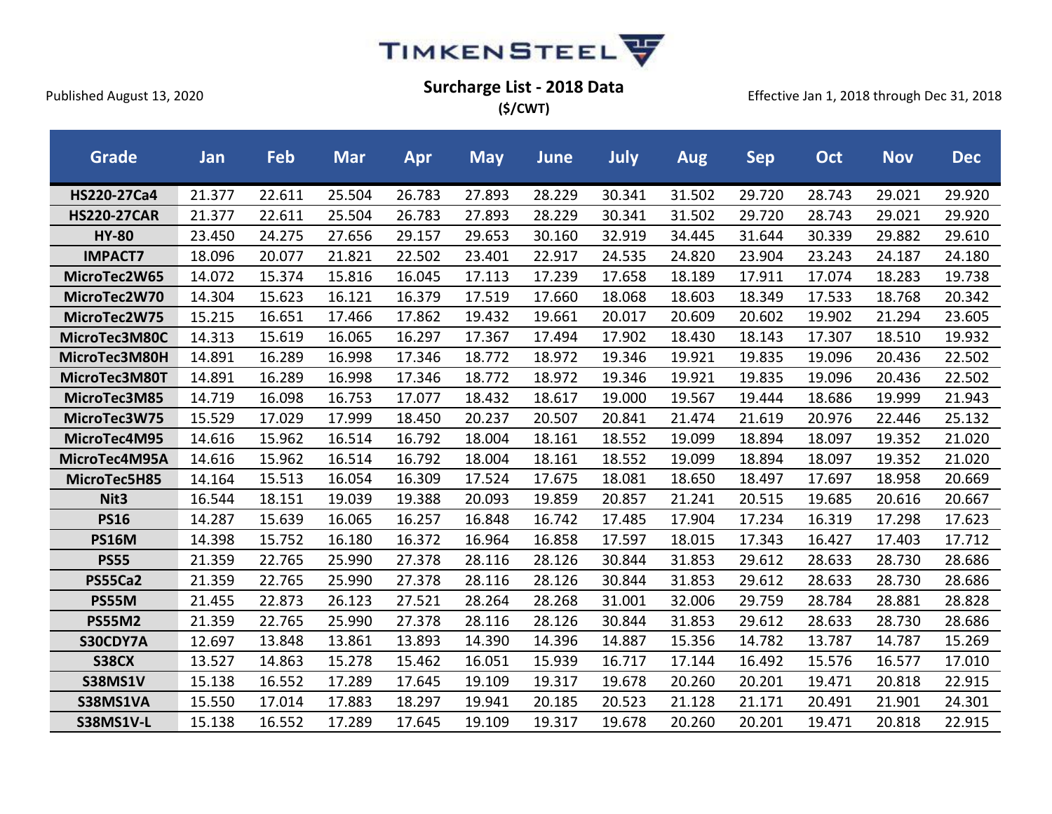TIMKENSTEEL

Published August 13, 2020

## Surcharge List - 2018 Data

**($/CWT)**

Effective Jan 1, 2018 through Dec 31, 2018

| Grade | Jan | Feb | Mar | Apr | May | June | July | Aug | Sep | Oct | Nov | Dec |
|---|---|---|---|---|---|---|---|---|---|---|---|---|
| **HS220-27Ca4** | 21.377 | 22.611 | 25.504 | 26.783 | 27.893 | 28.229 | 30.341 | 31.502 | 29.720 | 28.743 | 29.021 | 29.920 |
| **HS220-27CAR** | 21.377 | 22.611 | 25.504 | 26.783 | 27.893 | 28.229 | 30.341 | 31.502 | 29.720 | 28.743 | 29.021 | 29.920 |
| **HY-80** | 23.450 | 24.275 | 27.656 | 29.157 | 29.653 | 30.160 | 32.919 | 34.445 | 31.644 | 30.339 | 29.882 | 29.610 |
| **IMPACT7** | 18.096 | 20.077 | 21.821 | 22.502 | 23.401 | 22.917 | 24.535 | 24.820 | 23.904 | 23.243 | 24.187 | 24.180 |
| **MicroTec2W65** | 14.072 | 15.374 | 15.816 | 16.045 | 17.113 | 17.239 | 17.658 | 18.189 | 17.911 | 17.074 | 18.283 | 19.738 |
| **MicroTec2W70** | 14.304 | 15.623 | 16.121 | 16.379 | 17.519 | 17.660 | 18.068 | 18.603 | 18.349 | 17.533 | 18.768 | 20.342 |
| **MicroTec2W75** | 15.215 | 16.651 | 17.466 | 17.862 | 19.432 | 19.661 | 20.017 | 20.609 | 20.602 | 19.902 | 21.294 | 23.605 |
| **MicroTec3M80C** | 14.313 | 15.619 | 16.065 | 16.297 | 17.367 | 17.494 | 17.902 | 18.430 | 18.143 | 17.307 | 18.510 | 19.932 |
| **MicroTec3M80H** | 14.891 | 16.289 | 16.998 | 17.346 | 18.772 | 18.972 | 19.346 | 19.921 | 19.835 | 19.096 | 20.436 | 22.502 |
| **MicroTec3M80T** | 14.891 | 16.289 | 16.998 | 17.346 | 18.772 | 18.972 | 19.346 | 19.921 | 19.835 | 19.096 | 20.436 | 22.502 |
| **MicroTec3M85** | 14.719 | 16.098 | 16.753 | 17.077 | 18.432 | 18.617 | 19.000 | 19.567 | 19.444 | 18.686 | 19.999 | 21.943 |
| **MicroTec3W75** | 15.529 | 17.029 | 17.999 | 18.450 | 20.237 | 20.507 | 20.841 | 21.474 | 21.619 | 20.976 | 22.446 | 25.132 |
| **MicroTec4M95** | 14.616 | 15.962 | 16.514 | 16.792 | 18.004 | 18.161 | 18.552 | 19.099 | 18.894 | 18.097 | 19.352 | 21.020 |
| **MicroTec4M95A** | 14.616 | 15.962 | 16.514 | 16.792 | 18.004 | 18.161 | 18.552 | 19.099 | 18.894 | 18.097 | 19.352 | 21.020 |
| **MicroTec5H85** | 14.164 | 15.513 | 16.054 | 16.309 | 17.524 | 17.675 | 18.081 | 18.650 | 18.497 | 17.697 | 18.958 | 20.669 |
| **Nit3** | 16.544 | 18.151 | 19.039 | 19.388 | 20.093 | 19.859 | 20.857 | 21.241 | 20.515 | 19.685 | 20.616 | 20.667 |
| **PS16** | 14.287 | 15.639 | 16.065 | 16.257 | 16.848 | 16.742 | 17.485 | 17.904 | 17.234 | 16.319 | 17.298 | 17.623 |
| **PS16M** | 14.398 | 15.752 | 16.180 | 16.372 | 16.964 | 16.858 | 17.597 | 18.015 | 17.343 | 16.427 | 17.403 | 17.712 |
| **PS55** | 21.359 | 22.765 | 25.990 | 27.378 | 28.116 | 28.126 | 30.844 | 31.853 | 29.612 | 28.633 | 28.730 | 28.686 |
| **PS55Ca2** | 21.359 | 22.765 | 25.990 | 27.378 | 28.116 | 28.126 | 30.844 | 31.853 | 29.612 | 28.633 | 28.730 | 28.686 |
| **PS55M** | 21.455 | 22.873 | 26.123 | 27.521 | 28.264 | 28.268 | 31.001 | 32.006 | 29.759 | 28.784 | 28.881 | 28.828 |
| **PS55M2** | 21.359 | 22.765 | 25.990 | 27.378 | 28.116 | 28.126 | 30.844 | 31.853 | 29.612 | 28.633 | 28.730 | 28.686 |
| **S30CDY7A** | 12.697 | 13.848 | 13.861 | 13.893 | 14.390 | 14.396 | 14.887 | 15.356 | 14.782 | 13.787 | 14.787 | 15.269 |
| **S38CX** | 13.527 | 14.863 | 15.278 | 15.462 | 16.051 | 15.939 | 16.717 | 17.144 | 16.492 | 15.576 | 16.577 | 17.010 |
| **S38MS1V** | 15.138 | 16.552 | 17.289 | 17.645 | 19.109 | 19.317 | 19.678 | 20.260 | 20.201 | 19.471 | 20.818 | 22.915 |
| **S38MS1VA** | 15.550 | 17.014 | 17.883 | 18.297 | 19.941 | 20.185 | 20.523 | 21.128 | 21.171 | 20.491 | 21.901 | 24.301 |
| **S38MS1V-L** | 15.138 | 16.552 | 17.289 | 17.645 | 19.109 | 19.317 | 19.678 | 20.260 | 20.201 | 19.471 | 20.818 | 22.915 |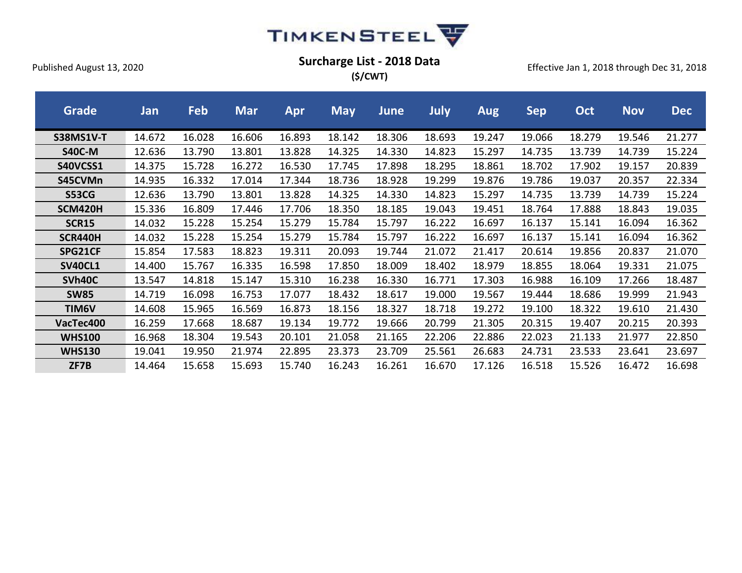TIMKENSTEEL

Published August 13, 2020

## Surcharge List - 2018 Data

**($/CWT)**

Effective Jan 1, 2018 through Dec 31, 2018

| Grade | Jan | Feb | Mar | Apr | May | June | July | Aug | Sep | Oct | Nov | Dec |
|---|---|---|---|---|---|---|---|---|---|---|---|---|
| **S38MS1V-T** | 14.672 | 16.028 | 16.606 | 16.893 | 18.142 | 18.306 | 18.693 | 19.247 | 19.066 | 18.279 | 19.546 | 21.277 |
| **S40C-M** | 12.636 | 13.790 | 13.801 | 13.828 | 14.325 | 14.330 | 14.823 | 15.297 | 14.735 | 13.739 | 14.739 | 15.224 |
| **S40VCSS1** | 14.375 | 15.728 | 16.272 | 16.530 | 17.745 | 17.898 | 18.295 | 18.861 | 18.702 | 17.902 | 19.157 | 20.839 |
| **S45CVMn** | 14.935 | 16.332 | 17.014 | 17.344 | 18.736 | 18.928 | 19.299 | 19.876 | 19.786 | 19.037 | 20.357 | 22.334 |
| **S53CG** | 12.636 | 13.790 | 13.801 | 13.828 | 14.325 | 14.330 | 14.823 | 15.297 | 14.735 | 13.739 | 14.739 | 15.224 |
| **SCM420H** | 15.336 | 16.809 | 17.446 | 17.706 | 18.350 | 18.185 | 19.043 | 19.451 | 18.764 | 17.888 | 18.843 | 19.035 |
| **SCR15** | 14.032 | 15.228 | 15.254 | 15.279 | 15.784 | 15.797 | 16.222 | 16.697 | 16.137 | 15.141 | 16.094 | 16.362 |
| **SCR440H** | 14.032 | 15.228 | 15.254 | 15.279 | 15.784 | 15.797 | 16.222 | 16.697 | 16.137 | 15.141 | 16.094 | 16.362 |
| **SPG21CF** | 15.854 | 17.583 | 18.823 | 19.311 | 20.093 | 19.744 | 21.072 | 21.417 | 20.614 | 19.856 | 20.837 | 21.070 |
| **SV40CL1** | 14.400 | 15.767 | 16.335 | 16.598 | 17.850 | 18.009 | 18.402 | 18.979 | 18.855 | 18.064 | 19.331 | 21.075 |
| **SVh40C** | 13.547 | 14.818 | 15.147 | 15.310 | 16.238 | 16.330 | 16.771 | 17.303 | 16.988 | 16.109 | 17.266 | 18.487 |
| **SW85** | 14.719 | 16.098 | 16.753 | 17.077 | 18.432 | 18.617 | 19.000 | 19.567 | 19.444 | 18.686 | 19.999 | 21.943 |
| **TIM6V** | 14.608 | 15.965 | 16.569 | 16.873 | 18.156 | 18.327 | 18.718 | 19.272 | 19.100 | 18.322 | 19.610 | 21.430 |
| **VacTec400** | 16.259 | 17.668 | 18.687 | 19.134 | 19.772 | 19.666 | 20.799 | 21.305 | 20.315 | 19.407 | 20.215 | 20.393 |
| **WHS100** | 16.968 | 18.304 | 19.543 | 20.101 | 21.058 | 21.165 | 22.206 | 22.886 | 22.023 | 21.133 | 21.977 | 22.850 |
| **WHS130** | 19.041 | 19.950 | 21.974 | 22.895 | 23.373 | 23.709 | 25.561 | 26.683 | 24.731 | 23.533 | 23.641 | 23.697 |
| **ZF7B** | 14.464 | 15.658 | 15.693 | 15.740 | 16.243 | 16.261 | 16.670 | 17.126 | 16.518 | 15.526 | 16.472 | 16.698 |